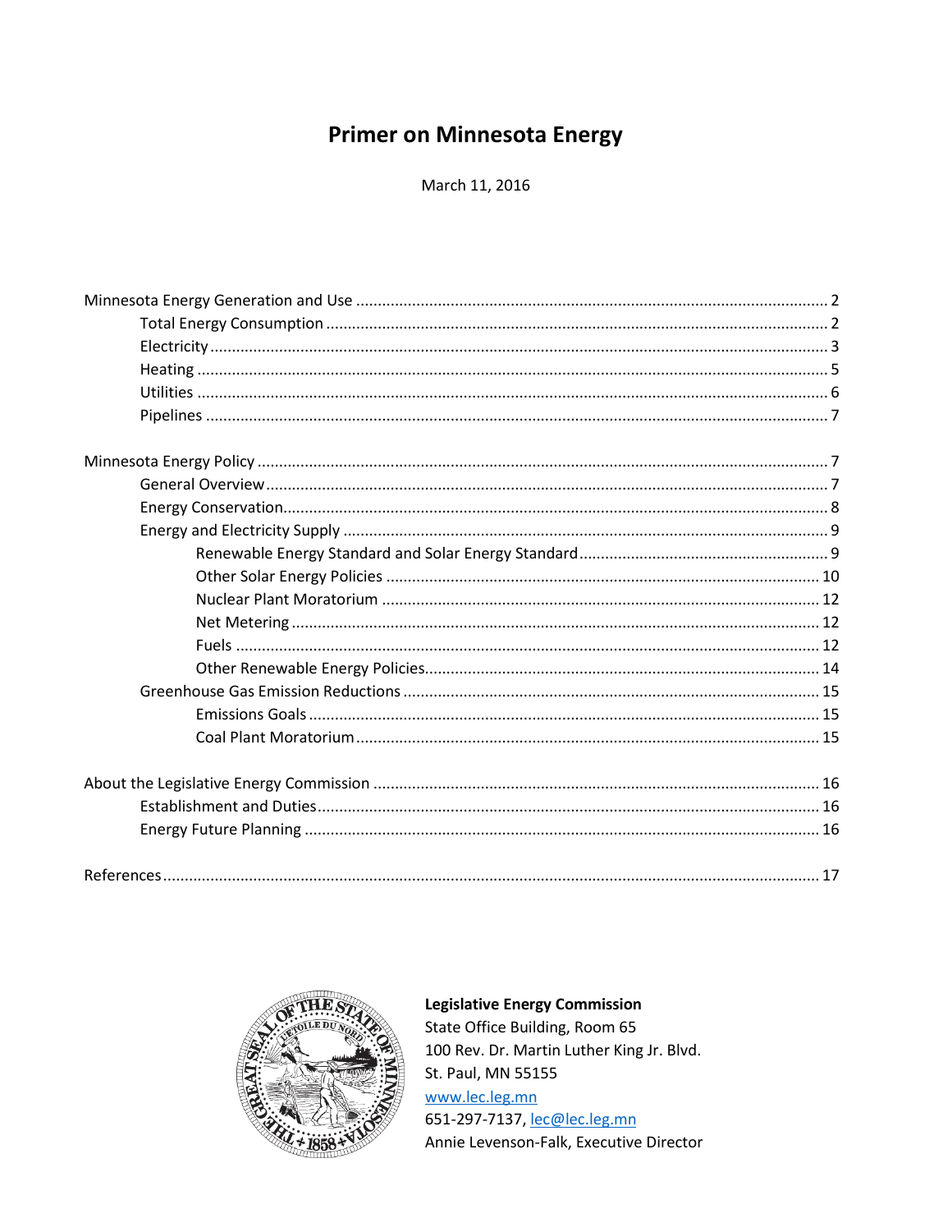# Primer on Minnesota Energy

March 11, 2016

- Minnesota Energy Generation and Use ... 2
  - Total Energy Consumption ... 2
  - Electricity ... 3
  - Heating ... 5
  - Utilities ... 6
  - Pipelines ... 7
- Minnesota Energy Policy ... 7
  - General Overview ... 7
  - Energy Conservation ... 8
  - Energy and Electricity Supply ... 9
    - Renewable Energy Standard and Solar Energy Standard ... 9
    - Other Solar Energy Policies ... 10
    - Nuclear Plant Moratorium ... 12
    - Net Metering ... 12
    - Fuels ... 12
    - Other Renewable Energy Policies ... 14
  - Greenhouse Gas Emission Reductions ... 15
    - Emissions Goals ... 15
    - Coal Plant Moratorium ... 15
- About the Legislative Energy Commission ... 16
  - Establishment and Duties ... 16
  - Energy Future Planning ... 16
- References ... 17

**Legislative Energy Commission**
State Office Building, Room 65
100 Rev. Dr. Martin Luther King Jr. Blvd.
St. Paul, MN 55155
www.lec.leg.mn
651-297-7137, lec@lec.leg.mn
Annie Levenson-Falk, Executive Director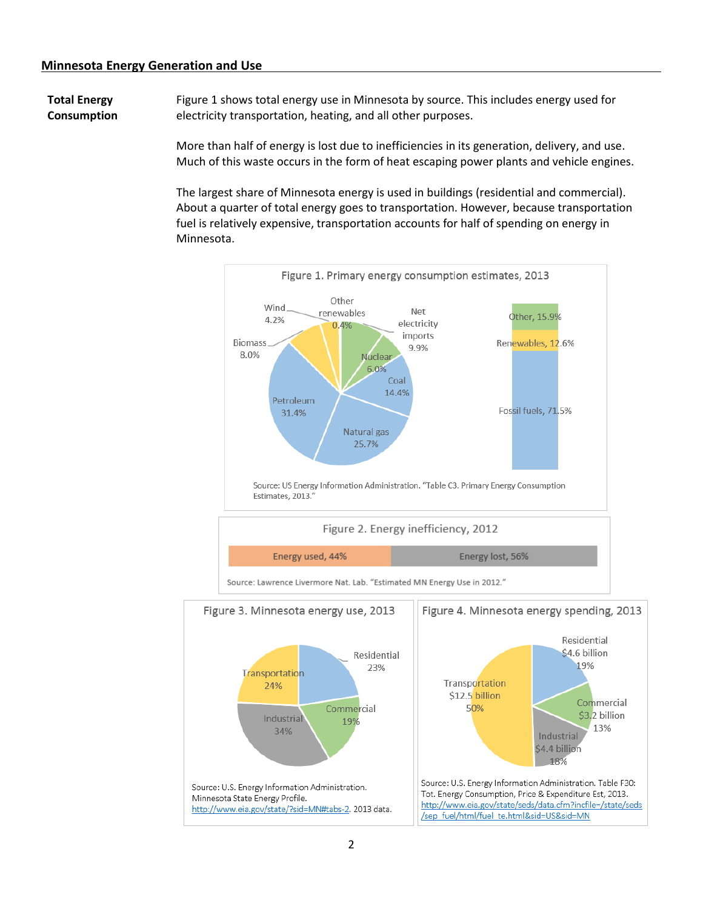## Minnesota Energy Generation and Use

**Total Energy Consumption**

Figure 1 shows total energy use in Minnesota by source. This includes energy used for electricity transportation, heating, and all other purposes.

More than half of energy is lost due to inefficiencies in its generation, delivery, and use. Much of this waste occurs in the form of heat escaping power plants and vehicle engines.

The largest share of Minnesota energy is used in buildings (residential and commercial). About a quarter of total energy goes to transportation. However, because transportation fuel is relatively expensive, transportation accounts for half of spending on energy in Minnesota.

Figure 1. Primary energy consumption estimates, 2013

| Source | Share |
| --- | --- |
| Petroleum | 31.4% |
| Natural gas | 25.7% |
| Coal | 14.4% |
| Nuclear | 6.0% |
| Net electricity imports | 9.9% |
| Other renewables | 0.4% |
| Wind | 4.2% |
| Biomass | 8.0% |

| Category | Share |
| --- | --- |
| Other | 15.9% |
| Renewables | 12.6% |
| Fossil fuels | 71.5% |

Source: US Energy Information Administration. "Table C3. Primary Energy Consumption Estimates, 2013."

Figure 2. Energy inefficiency, 2012

| Energy used | Energy lost |
| --- | --- |
| 44% | 56% |

Source: Lawrence Livermore Nat. Lab. "Estimated MN Energy Use in 2012."

Figure 3. Minnesota energy use, 2013

| Sector | Share |
| --- | --- |
| Residential | 23% |
| Commercial | 19% |
| Industrial | 34% |
| Transportation | 24% |

Source: U.S. Energy Information Administration. Minnesota State Energy Profile. http://www.eia.gov/state/?sid=MN#tabs-2. 2013 data.

Figure 4. Minnesota energy spending, 2013

| Sector | Spending | Share |
| --- | --- | --- |
| Residential | $4.6 billion | 19% |
| Commercial | $3.2 billion | 13% |
| Industrial | $4.4 billion | 18% |
| Transportation | $12.5 billion | 50% |

Source: U.S. Energy Information Administration. Table F30: Tot. Energy Consumption, Price & Expenditure Est, 2013. http://www.eia.gov/state/seds/data.cfm?incfile=/state/seds/sep_fuel/html/fuel_te.html&sid=US&sid=MN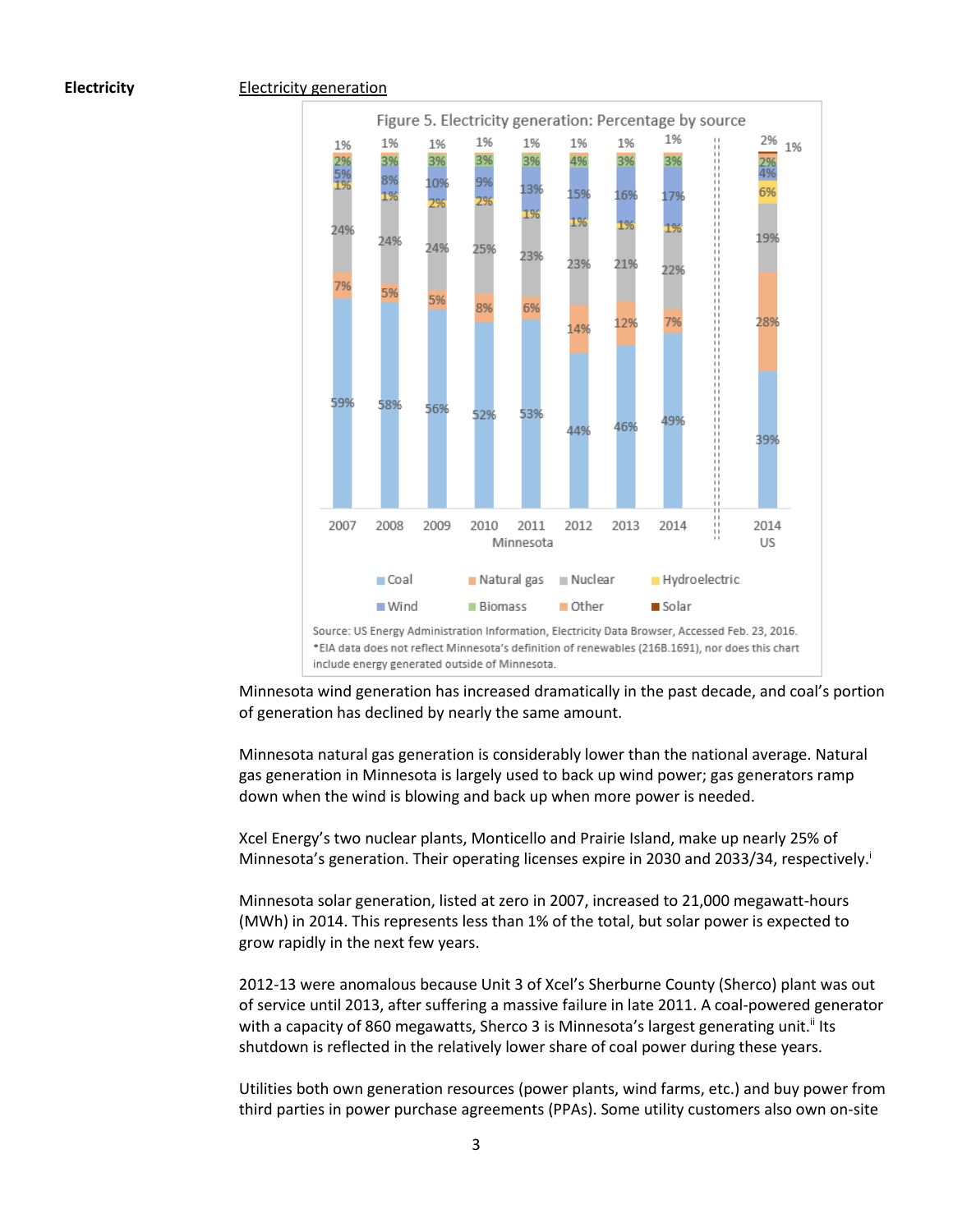**Electricity**

Electricity generation

Figure 5. Electricity generation: Percentage by source

Source: US Energy Administration Information, Electricity Data Browser, Accessed Feb. 23, 2016.
*EIA data does not reflect Minnesota's definition of renewables (216B.1691), nor does this chart include energy generated outside of Minnesota.

Minnesota wind generation has increased dramatically in the past decade, and coal's portion of generation has declined by nearly the same amount.

Minnesota natural gas generation is considerably lower than the national average. Natural gas generation in Minnesota is largely used to back up wind power; gas generators ramp down when the wind is blowing and back up when more power is needed.

Xcel Energy's two nuclear plants, Monticello and Prairie Island, make up nearly 25% of Minnesota's generation. Their operating licenses expire in 2030 and 2033/34, respectively.[i]

Minnesota solar generation, listed at zero in 2007, increased to 21,000 megawatt-hours (MWh) in 2014. This represents less than 1% of the total, but solar power is expected to grow rapidly in the next few years.

2012-13 were anomalous because Unit 3 of Xcel's Sherburne County (Sherco) plant was out of service until 2013, after suffering a massive failure in late 2011. A coal-powered generator with a capacity of 860 megawatts, Sherco 3 is Minnesota's largest generating unit.[ii] Its shutdown is reflected in the relatively lower share of coal power during these years.

Utilities both own generation resources (power plants, wind farms, etc.) and buy power from third parties in power purchase agreements (PPAs). Some utility customers also own on-site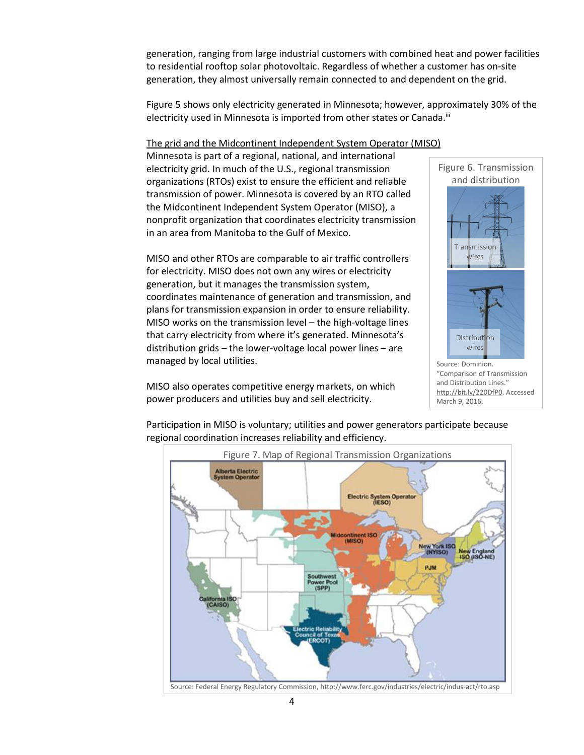generation, ranging from large industrial customers with combined heat and power facilities to residential rooftop solar photovoltaic. Regardless of whether a customer has on-site generation, they almost universally remain connected to and dependent on the grid.

Figure 5 shows only electricity generated in Minnesota; however, approximately 30% of the electricity used in Minnesota is imported from other states or Canada.[iii]

<u>The grid and the Midcontinent Independent System Operator (MISO)</u>

Minnesota is part of a regional, national, and international electricity grid. In much of the U.S., regional transmission organizations (RTOs) exist to ensure the efficient and reliable transmission of power. Minnesota is covered by an RTO called the Midcontinent Independent System Operator (MISO), a nonprofit organization that coordinates electricity transmission in an area from Manitoba to the Gulf of Mexico.

MISO and other RTOs are comparable to air traffic controllers for electricity. MISO does not own any wires or electricity generation, but it manages the transmission system, coordinates maintenance of generation and transmission, and plans for transmission expansion in order to ensure reliability. MISO works on the transmission level – the high-voltage lines that carry electricity from where it's generated. Minnesota's distribution grids – the lower-voltage local power lines – are managed by local utilities.

MISO also operates competitive energy markets, on which power producers and utilities buy and sell electricity.

Figure 6. Transmission and distribution

Transmission wires

Distribution wires

Source: Dominion. "Comparison of Transmission and Distribution Lines." http://bit.ly/220DfP0. Accessed March 9, 2016.

Participation in MISO is voluntary; utilities and power generators participate because regional coordination increases reliability and efficiency.

Figure 7. Map of Regional Transmission Organizations

Source: Federal Energy Regulatory Commission, http://www.ferc.gov/industries/electric/indus-act/rto.asp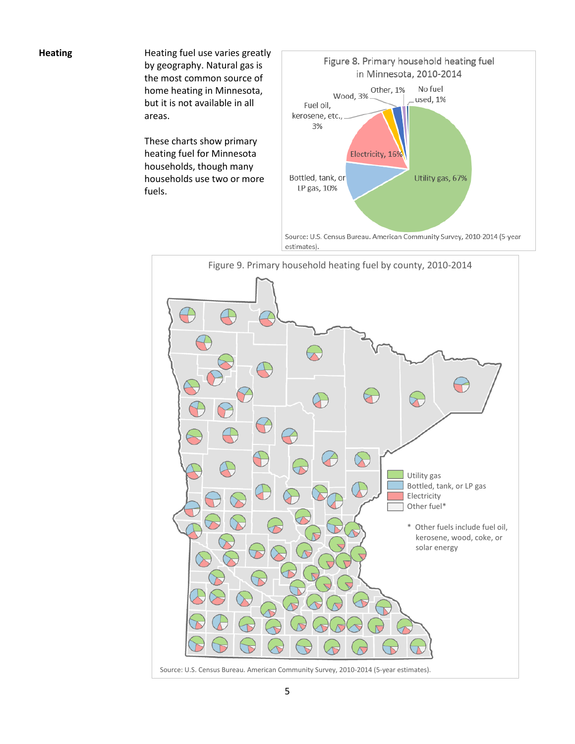## Heading

Heating fuel use varies greatly by geography. Natural gas is the most common source of home heating in Minnesota, but it is not available in all areas.

These charts show primary heating fuel for Minnesota households, though many households use two or more fuels.

Figure 8. Primary household heating fuel in Minnesota, 2010-2014

- Utility gas, 67%
- Bottled, tank, or LP gas, 10%
- Electricity, 16%
- Fuel oil, kerosene, etc., 3%
- Wood, 3%
- Other, 1%
- No fuel used, 1%

Source: U.S. Census Bureau. American Community Survey, 2010-2014 (5-year estimates).

Figure 9. Primary household heating fuel by county, 2010-2014

- Utility gas
- Bottled, tank, or LP gas
- Electricity
- Other fuel*

\* Other fuels include fuel oil, kerosene, wood, coke, or solar energy

Source: U.S. Census Bureau. American Community Survey, 2010-2014 (5-year estimates).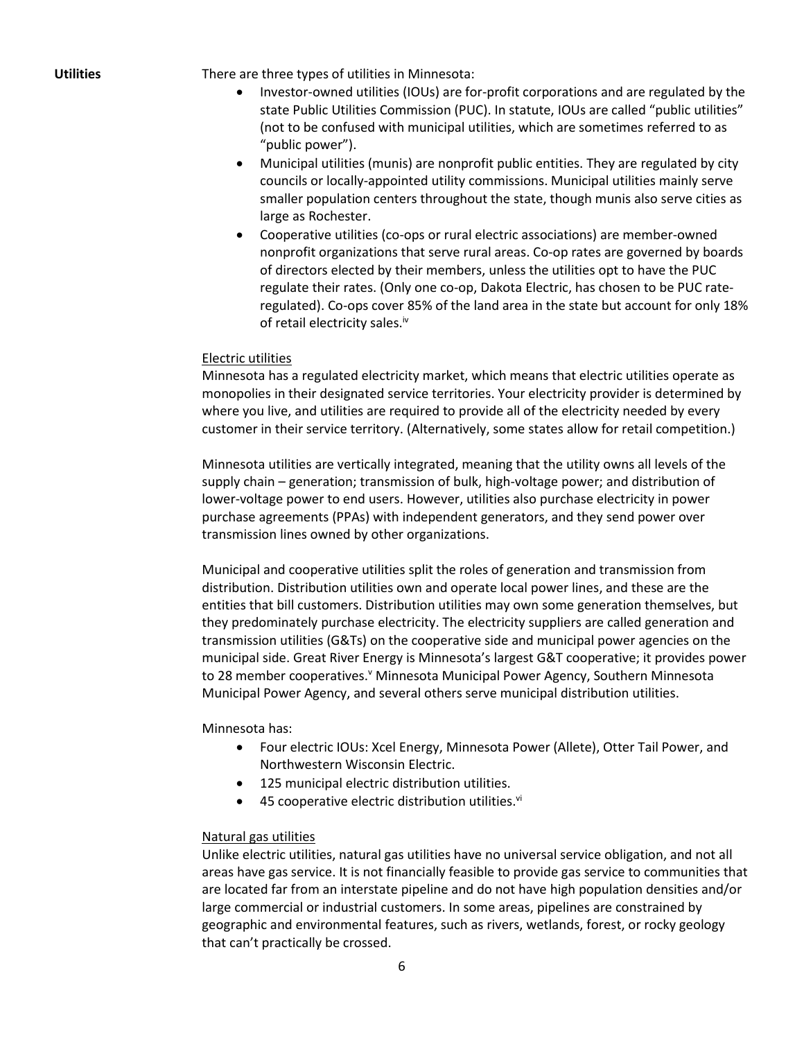**Utilities**

There are three types of utilities in Minnesota:

- Investor-owned utilities (IOUs) are for-profit corporations and are regulated by the state Public Utilities Commission (PUC). In statute, IOUs are called "public utilities" (not to be confused with municipal utilities, which are sometimes referred to as "public power").
- Municipal utilities (munis) are nonprofit public entities. They are regulated by city councils or locally-appointed utility commissions. Municipal utilities mainly serve smaller population centers throughout the state, though munis also serve cities as large as Rochester.
- Cooperative utilities (co-ops or rural electric associations) are member-owned nonprofit organizations that serve rural areas. Co-op rates are governed by boards of directors elected by their members, unless the utilities opt to have the PUC regulate their rates. (Only one co-op, Dakota Electric, has chosen to be PUC rate-regulated). Co-ops cover 85% of the land area in the state but account for only 18% of retail electricity sales.[iv]

Electric utilities

Minnesota has a regulated electricity market, which means that electric utilities operate as monopolies in their designated service territories. Your electricity provider is determined by where you live, and utilities are required to provide all of the electricity needed by every customer in their service territory. (Alternatively, some states allow for retail competition.)

Minnesota utilities are vertically integrated, meaning that the utility owns all levels of the supply chain – generation; transmission of bulk, high-voltage power; and distribution of lower-voltage power to end users. However, utilities also purchase electricity in power purchase agreements (PPAs) with independent generators, and they send power over transmission lines owned by other organizations.

Municipal and cooperative utilities split the roles of generation and transmission from distribution. Distribution utilities own and operate local power lines, and these are the entities that bill customers. Distribution utilities may own some generation themselves, but they predominately purchase electricity. The electricity suppliers are called generation and transmission utilities (G&Ts) on the cooperative side and municipal power agencies on the municipal side. Great River Energy is Minnesota's largest G&T cooperative; it provides power to 28 member cooperatives.[v] Minnesota Municipal Power Agency, Southern Minnesota Municipal Power Agency, and several others serve municipal distribution utilities.

Minnesota has:

- Four electric IOUs: Xcel Energy, Minnesota Power (Allete), Otter Tail Power, and Northwestern Wisconsin Electric.
- 125 municipal electric distribution utilities.
- 45 cooperative electric distribution utilities.[vi]

Natural gas utilities

Unlike electric utilities, natural gas utilities have no universal service obligation, and not all areas have gas service. It is not financially feasible to provide gas service to communities that are located far from an interstate pipeline and do not have high population densities and/or large commercial or industrial customers. In some areas, pipelines are constrained by geographic and environmental features, such as rivers, wetlands, forest, or rocky geology that can't practically be crossed.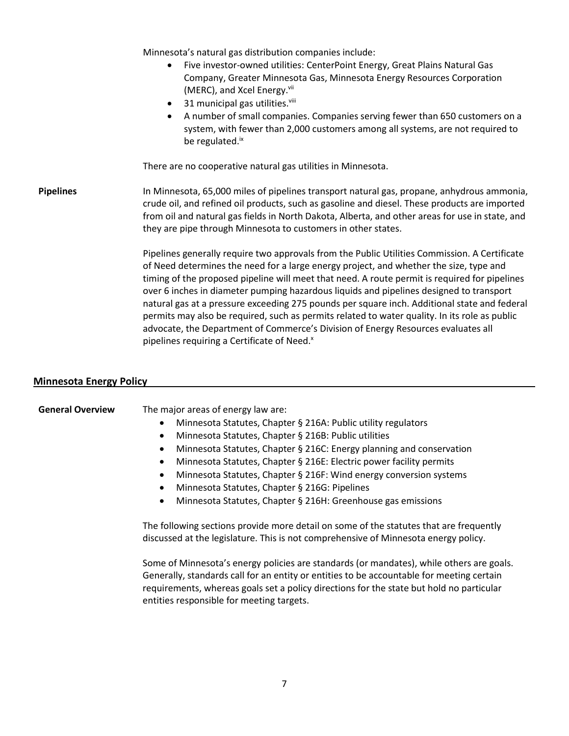Minnesota's natural gas distribution companies include:

- Five investor-owned utilities: CenterPoint Energy, Great Plains Natural Gas Company, Greater Minnesota Gas, Minnesota Energy Resources Corporation (MERC), and Xcel Energy.[vii]
- 31 municipal gas utilities.[viii]
- A number of small companies. Companies serving fewer than 650 customers on a system, with fewer than 2,000 customers among all systems, are not required to be regulated.[ix]

There are no cooperative natural gas utilities in Minnesota.

**Pipelines**

In Minnesota, 65,000 miles of pipelines transport natural gas, propane, anhydrous ammonia, crude oil, and refined oil products, such as gasoline and diesel. These products are imported from oil and natural gas fields in North Dakota, Alberta, and other areas for use in state, and they are pipe through Minnesota to customers in other states.

Pipelines generally require two approvals from the Public Utilities Commission. A Certificate of Need determines the need for a large energy project, and whether the size, type and timing of the proposed pipeline will meet that need. A route permit is required for pipelines over 6 inches in diameter pumping hazardous liquids and pipelines designed to transport natural gas at a pressure exceeding 275 pounds per square inch. Additional state and federal permits may also be required, such as permits related to water quality. In its role as public advocate, the Department of Commerce's Division of Energy Resources evaluates all pipelines requiring a Certificate of Need.[x]

## Minnesota Energy Policy

**General Overview**

The major areas of energy law are:

- Minnesota Statutes, Chapter § 216A: Public utility regulators
- Minnesota Statutes, Chapter § 216B: Public utilities
- Minnesota Statutes, Chapter § 216C: Energy planning and conservation
- Minnesota Statutes, Chapter § 216E: Electric power facility permits
- Minnesota Statutes, Chapter § 216F: Wind energy conversion systems
- Minnesota Statutes, Chapter § 216G: Pipelines
- Minnesota Statutes, Chapter § 216H: Greenhouse gas emissions

The following sections provide more detail on some of the statutes that are frequently discussed at the legislature. This is not comprehensive of Minnesota energy policy.

Some of Minnesota's energy policies are standards (or mandates), while others are goals. Generally, standards call for an entity or entities to be accountable for meeting certain requirements, whereas goals set a policy directions for the state but hold no particular entities responsible for meeting targets.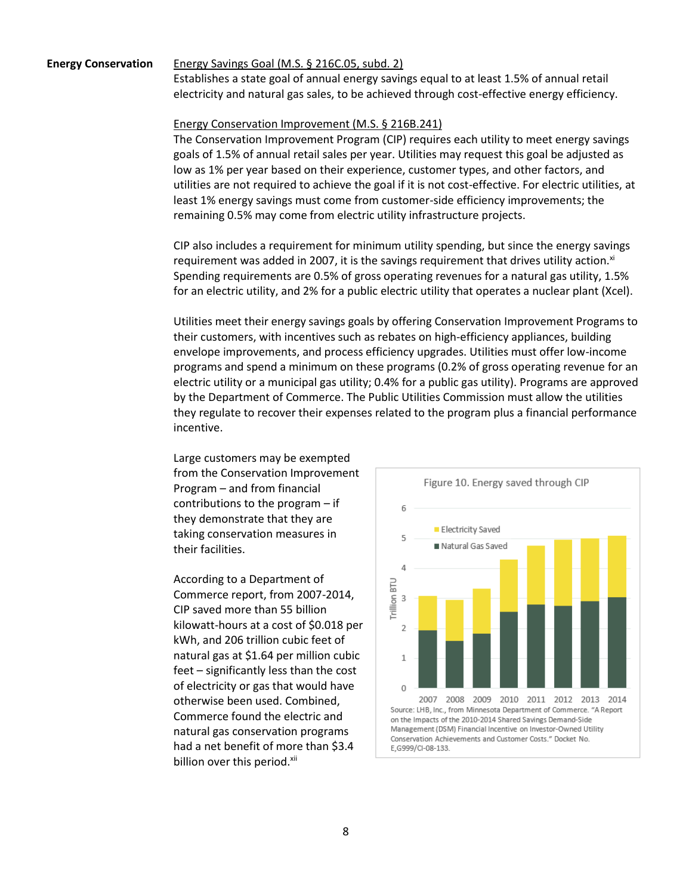**Energy Conservation**

Energy Savings Goal (M.S. § 216C.05, subd. 2)

Establishes a state goal of annual energy savings equal to at least 1.5% of annual retail electricity and natural gas sales, to be achieved through cost-effective energy efficiency.

Energy Conservation Improvement (M.S. § 216B.241)

The Conservation Improvement Program (CIP) requires each utility to meet energy savings goals of 1.5% of annual retail sales per year. Utilities may request this goal be adjusted as low as 1% per year based on their experience, customer types, and other factors, and utilities are not required to achieve the goal if it is not cost-effective. For electric utilities, at least 1% energy savings must come from customer-side efficiency improvements; the remaining 0.5% may come from electric utility infrastructure projects.

CIP also includes a requirement for minimum utility spending, but since the energy savings requirement was added in 2007, it is the savings requirement that drives utility action.[xi] Spending requirements are 0.5% of gross operating revenues for a natural gas utility, 1.5% for an electric utility, and 2% for a public electric utility that operates a nuclear plant (Xcel).

Utilities meet their energy savings goals by offering Conservation Improvement Programs to their customers, with incentives such as rebates on high-efficiency appliances, building envelope improvements, and process efficiency upgrades. Utilities must offer low-income programs and spend a minimum on these programs (0.2% of gross operating revenue for an electric utility or a municipal gas utility; 0.4% for a public gas utility). Programs are approved by the Department of Commerce. The Public Utilities Commission must allow the utilities they regulate to recover their expenses related to the program plus a financial performance incentive.

Large customers may be exempted from the Conservation Improvement Program – and from financial contributions to the program – if they demonstrate that they are taking conservation measures in their facilities.

According to a Department of Commerce report, from 2007-2014, CIP saved more than 55 billion kilowatt-hours at a cost of $0.018 per kWh, and 206 trillion cubic feet of natural gas at $1.64 per million cubic feet – significantly less than the cost of electricity or gas that would have otherwise been used. Combined, Commerce found the electric and natural gas conservation programs had a net benefit of more than $3.4 billion over this period.[xii]

Figure 10. Energy saved through CIP

Source: LHB, Inc., from Minnesota Department of Commerce. "A Report on the Impacts of the 2010-2014 Shared Savings Demand-Side Management (DSM) Financial Incentive on Investor-Owned Utility Conservation Achievements and Customer Costs." Docket No. E,G999/CI-08-133.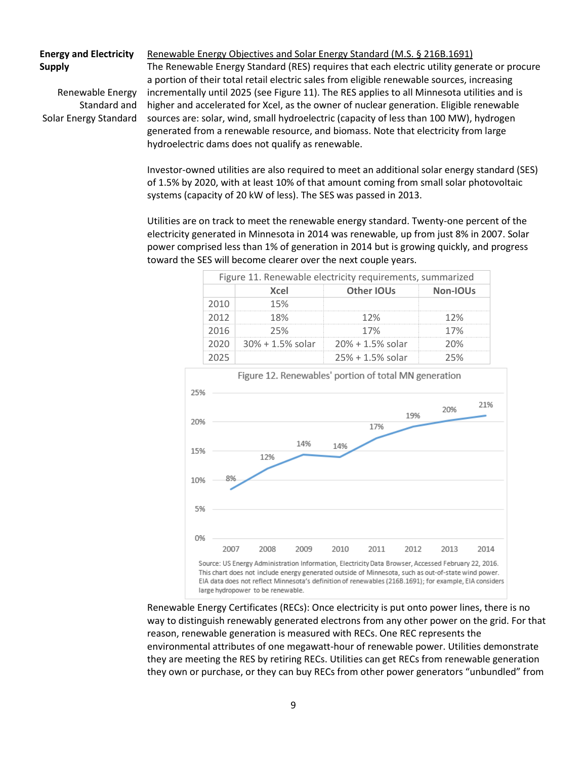**Energy and Electricity Supply**

Renewable Energy Standard and Solar Energy Standard

Renewable Energy Objectives and Solar Energy Standard (M.S. § 216B.1691)

The Renewable Energy Standard (RES) requires that each electric utility generate or procure a portion of their total retail electric sales from eligible renewable sources, increasing incrementally until 2025 (see Figure 11). The RES applies to all Minnesota utilities and is higher and accelerated for Xcel, as the owner of nuclear generation. Eligible renewable sources are: solar, wind, small hydroelectric (capacity of less than 100 MW), hydrogen generated from a renewable resource, and biomass. Note that electricity from large hydroelectric dams does not qualify as renewable.

Investor-owned utilities are also required to meet an additional solar energy standard (SES) of 1.5% by 2020, with at least 10% of that amount coming from small solar photovoltaic systems (capacity of 20 kW of less). The SES was passed in 2013.

Utilities are on track to meet the renewable energy standard. Twenty-one percent of the electricity generated in Minnesota in 2014 was renewable, up from just 8% in 2007. Solar power comprised less than 1% of generation in 2014 but is growing quickly, and progress toward the SES will become clearer over the next couple years.

Figure 11. Renewable electricity requirements, summarized

| | Xcel | Other IOUs | Non-IOUs |
|---|---|---|---|
| 2010 | 15% | | |
| 2012 | 18% | 12% | 12% |
| 2016 | 25% | 17% | 17% |
| 2020 | 30% + 1.5% solar | 20% + 1.5% solar | 20% |
| 2025 | | 25% + 1.5% solar | 25% |

Figure 12. Renewables' portion of total MN generation

| Year | 2007 | 2008 | 2009 | 2010 | 2011 | 2012 | 2013 | 2014 |
|---|---|---|---|---|---|---|---|---|
| Renewables' portion | 8% | 12% | 14% | 14% | 17% | 19% | 20% | 21% |

Source: US Energy Administration Information, Electricity Data Browser, Accessed February 22, 2016. This chart does not include energy generated outside of Minnesota, such as out-of-state wind power. EIA data does not reflect Minnesota's definition of renewables (216B.1691); for example, EIA considers large hydropower to be renewable.

Renewable Energy Certificates (RECs): Once electricity is put onto power lines, there is no way to distinguish renewably generated electrons from any other power on the grid. For that reason, renewable generation is measured with RECs. One REC represents the environmental attributes of one megawatt-hour of renewable power. Utilities demonstrate they are meeting the RES by retiring RECs. Utilities can get RECs from renewable generation they own or purchase, or they can buy RECs from other power generators "unbundled" from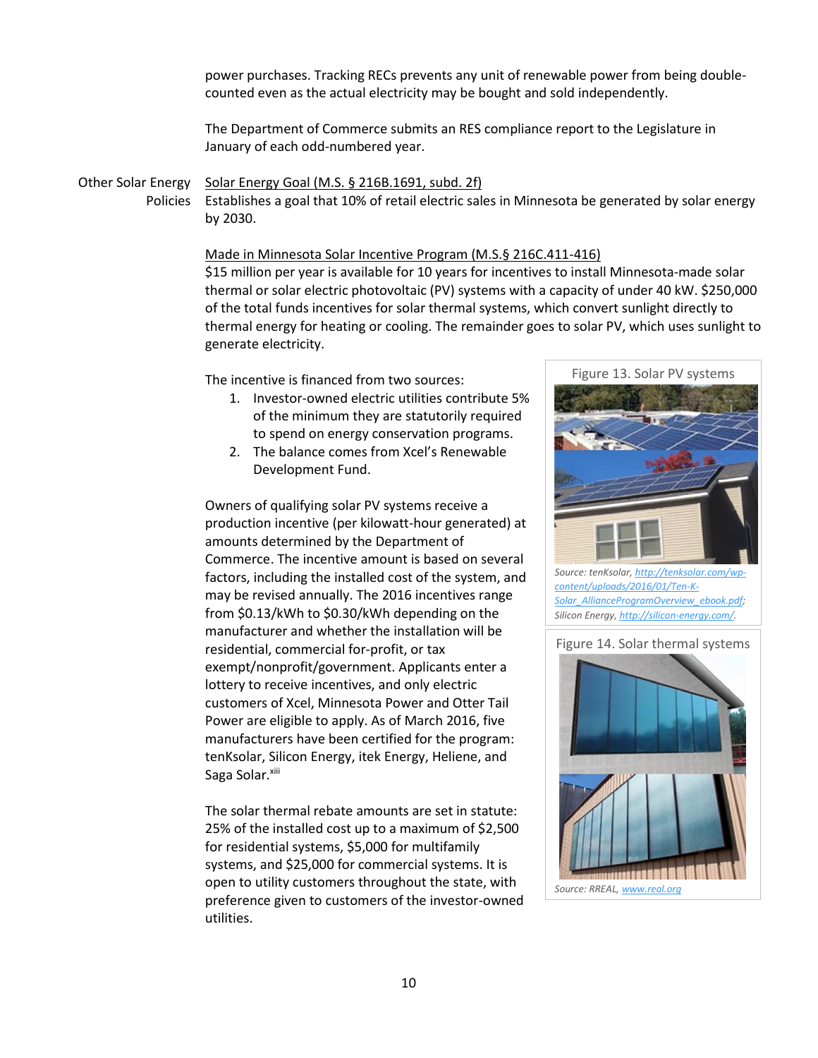power purchases. Tracking RECs prevents any unit of renewable power from being double-counted even as the actual electricity may be bought and sold independently.

The Department of Commerce submits an RES compliance report to the Legislature in January of each odd-numbered year.

**Other Solar Energy Policies**

Solar Energy Goal (M.S. § 216B.1691, subd. 2f)
Establishes a goal that 10% of retail electric sales in Minnesota be generated by solar energy by 2030.

Made in Minnesota Solar Incentive Program (M.S.§ 216C.411-416)
$15 million per year is available for 10 years for incentives to install Minnesota-made solar thermal or solar electric photovoltaic (PV) systems with a capacity of under 40 kW. $250,000 of the total funds incentives for solar thermal systems, which convert sunlight directly to thermal energy for heating or cooling. The remainder goes to solar PV, which uses sunlight to generate electricity.

The incentive is financed from two sources:

1. Investor-owned electric utilities contribute 5% of the minimum they are statutorily required to spend on energy conservation programs.
2. The balance comes from Xcel's Renewable Development Fund.

Owners of qualifying solar PV systems receive a production incentive (per kilowatt-hour generated) at amounts determined by the Department of Commerce. The incentive amount is based on several factors, including the installed cost of the system, and may be revised annually. The 2016 incentives range from $0.13/kWh to $0.30/kWh depending on the manufacturer and whether the installation will be residential, commercial for-profit, or tax exempt/nonprofit/government. Applicants enter a lottery to receive incentives, and only electric customers of Xcel, Minnesota Power and Otter Tail Power are eligible to apply. As of March 2016, five manufacturers have been certified for the program: tenKsolar, Silicon Energy, itek Energy, Heliene, and Saga Solar.[xiii]

The solar thermal rebate amounts are set in statute: 25% of the installed cost up to a maximum of $2,500 for residential systems, $5,000 for multifamily systems, and $25,000 for commercial systems. It is open to utility customers throughout the state, with preference given to customers of the investor-owned utilities.

Figure 13. Solar PV systems

*Source: tenKsolar, http://tenksolar.com/wp-content/uploads/2016/01/Ten-K-Solar_AllianceProgramOverview_ebook.pdf; Silicon Energy, http://silicon-energy.com/.*

Figure 14. Solar thermal systems

*Source: RREAL, www.real.org*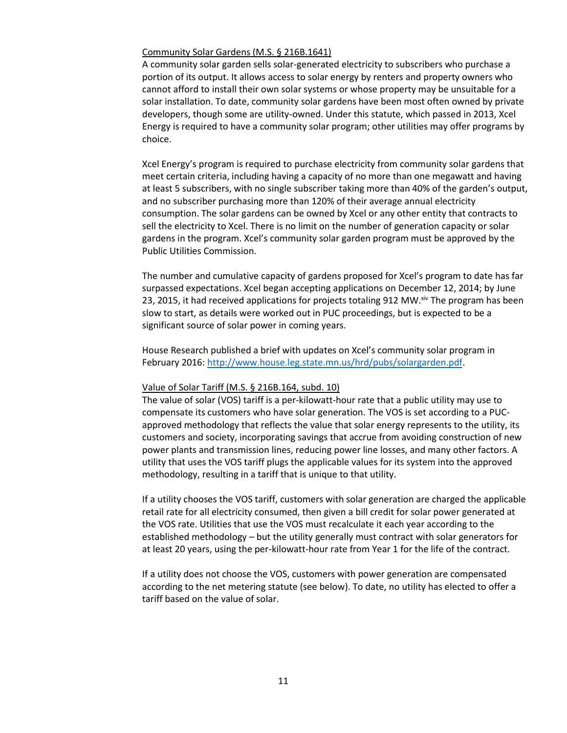Community Solar Gardens (M.S. § 216B.1641)

A community solar garden sells solar-generated electricity to subscribers who purchase a portion of its output. It allows access to solar energy by renters and property owners who cannot afford to install their own solar systems or whose property may be unsuitable for a solar installation. To date, community solar gardens have been most often owned by private developers, though some are utility-owned. Under this statute, which passed in 2013, Xcel Energy is required to have a community solar program; other utilities may offer programs by choice.

Xcel Energy's program is required to purchase electricity from community solar gardens that meet certain criteria, including having a capacity of no more than one megawatt and having at least 5 subscribers, with no single subscriber taking more than 40% of the garden's output, and no subscriber purchasing more than 120% of their average annual electricity consumption. The solar gardens can be owned by Xcel or any other entity that contracts to sell the electricity to Xcel. There is no limit on the number of generation capacity or solar gardens in the program. Xcel's community solar garden program must be approved by the Public Utilities Commission.

The number and cumulative capacity of gardens proposed for Xcel's program to date has far surpassed expectations. Xcel began accepting applications on December 12, 2014; by June 23, 2015, it had received applications for projects totaling 912 MW.[xiv] The program has been slow to start, as details were worked out in PUC proceedings, but is expected to be a significant source of solar power in coming years.

House Research published a brief with updates on Xcel's community solar program in February 2016: http://www.house.leg.state.mn.us/hrd/pubs/solargarden.pdf.

Value of Solar Tariff (M.S. § 216B.164, subd. 10)

The value of solar (VOS) tariff is a per-kilowatt-hour rate that a public utility may use to compensate its customers who have solar generation. The VOS is set according to a PUC-approved methodology that reflects the value that solar energy represents to the utility, its customers and society, incorporating savings that accrue from avoiding construction of new power plants and transmission lines, reducing power line losses, and many other factors. A utility that uses the VOS tariff plugs the applicable values for its system into the approved methodology, resulting in a tariff that is unique to that utility.

If a utility chooses the VOS tariff, customers with solar generation are charged the applicable retail rate for all electricity consumed, then given a bill credit for solar power generated at the VOS rate. Utilities that use the VOS must recalculate it each year according to the established methodology – but the utility generally must contract with solar generators for at least 20 years, using the per-kilowatt-hour rate from Year 1 for the life of the contract.

If a utility does not choose the VOS, customers with power generation are compensated according to the net metering statute (see below). To date, no utility has elected to offer a tariff based on the value of solar.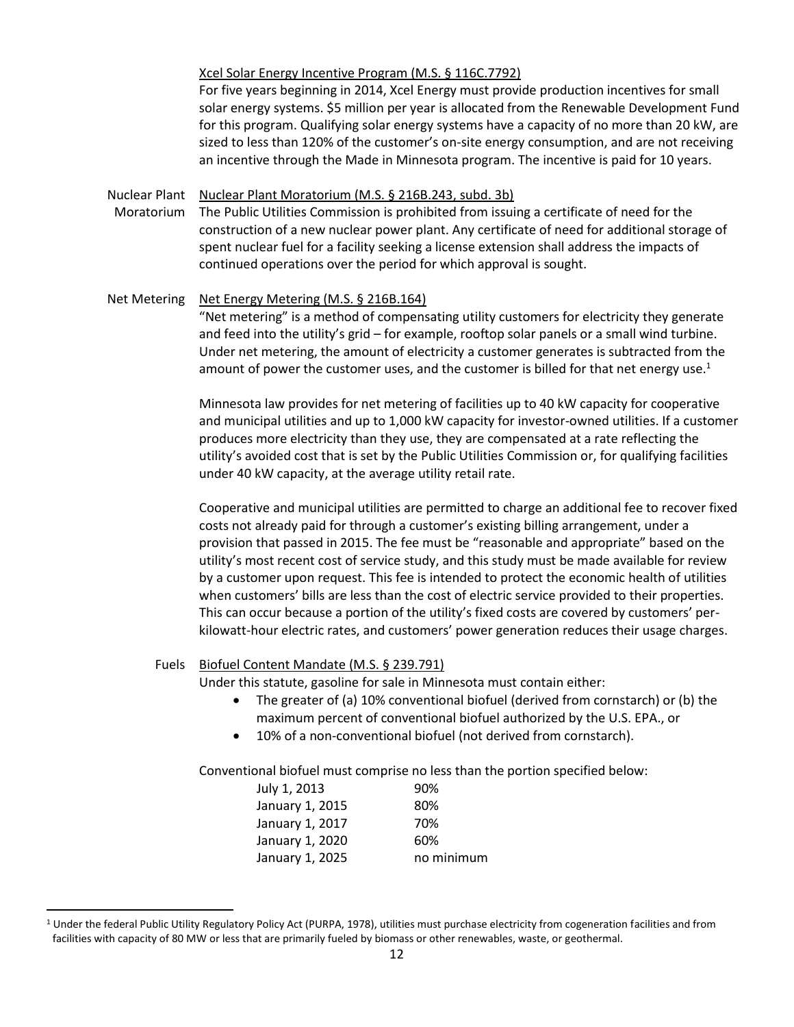Xcel Solar Energy Incentive Program (M.S. § 116C.7792)

For five years beginning in 2014, Xcel Energy must provide production incentives for small solar energy systems. $5 million per year is allocated from the Renewable Development Fund for this program. Qualifying solar energy systems have a capacity of no more than 20 kW, are sized to less than 120% of the customer's on-site energy consumption, and are not receiving an incentive through the Made in Minnesota program. The incentive is paid for 10 years.

**Nuclear Plant Moratorium**

Nuclear Plant Moratorium (M.S. § 216B.243, subd. 3b)

The Public Utilities Commission is prohibited from issuing a certificate of need for the construction of a new nuclear power plant. Any certificate of need for additional storage of spent nuclear fuel for a facility seeking a license extension shall address the impacts of continued operations over the period for which approval is sought.

**Net Metering**

Net Energy Metering (M.S. § 216B.164)

"Net metering" is a method of compensating utility customers for electricity they generate and feed into the utility's grid – for example, rooftop solar panels or a small wind turbine. Under net metering, the amount of electricity a customer generates is subtracted from the amount of power the customer uses, and the customer is billed for that net energy use.[1]

Minnesota law provides for net metering of facilities up to 40 kW capacity for cooperative and municipal utilities and up to 1,000 kW capacity for investor-owned utilities. If a customer produces more electricity than they use, they are compensated at a rate reflecting the utility's avoided cost that is set by the Public Utilities Commission or, for qualifying facilities under 40 kW capacity, at the average utility retail rate.

Cooperative and municipal utilities are permitted to charge an additional fee to recover fixed costs not already paid for through a customer's existing billing arrangement, under a provision that passed in 2015. The fee must be "reasonable and appropriate" based on the utility's most recent cost of service study, and this study must be made available for review by a customer upon request. This fee is intended to protect the economic health of utilities when customers' bills are less than the cost of electric service provided to their properties. This can occur because a portion of the utility's fixed costs are covered by customers' per-kilowatt-hour electric rates, and customers' power generation reduces their usage charges.

**Fuels**

Biofuel Content Mandate (M.S. § 239.791)

Under this statute, gasoline for sale in Minnesota must contain either:

- The greater of (a) 10% conventional biofuel (derived from cornstarch) or (b) the maximum percent of conventional biofuel authorized by the U.S. EPA., or
- 10% of a non-conventional biofuel (not derived from cornstarch).

Conventional biofuel must comprise no less than the portion specified below:

| | |
|---|---|
| July 1, 2013 | 90% |
| January 1, 2015 | 80% |
| January 1, 2017 | 70% |
| January 1, 2020 | 60% |
| January 1, 2025 | no minimum |

[1] Under the federal Public Utility Regulatory Policy Act (PURPA, 1978), utilities must purchase electricity from cogeneration facilities and from facilities with capacity of 80 MW or less that are primarily fueled by biomass or other renewables, waste, or geothermal.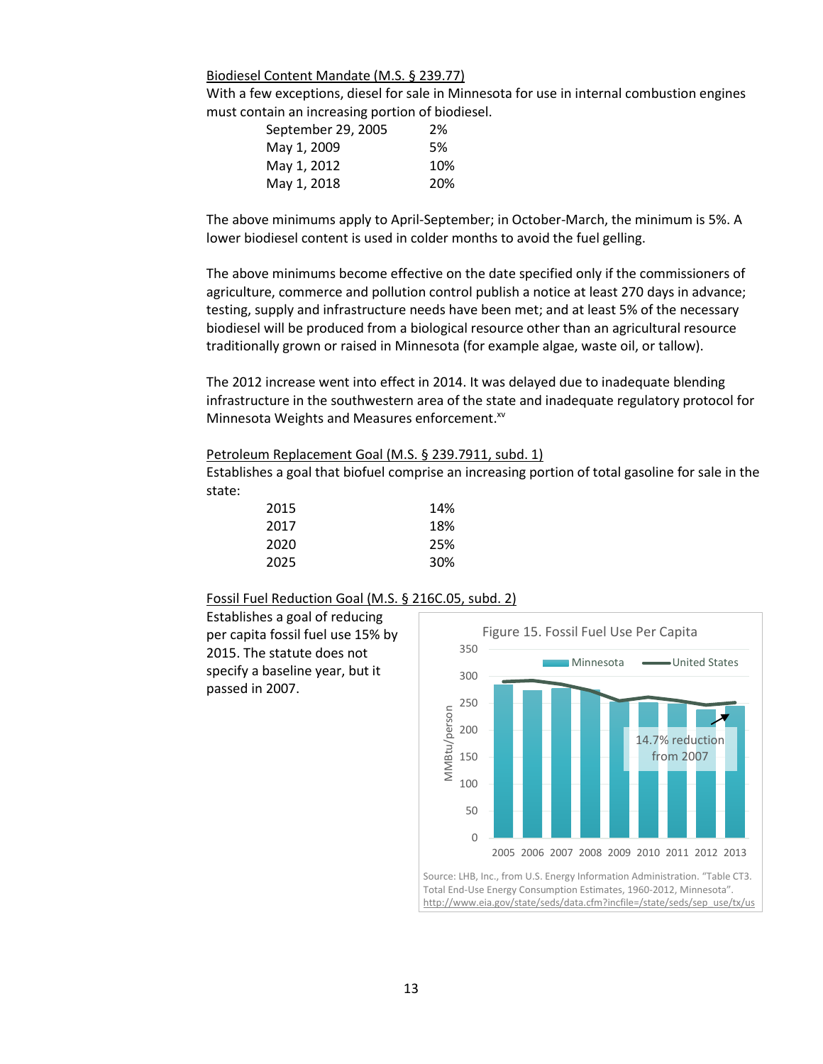<u>Biodiesel Content Mandate (M.S. § 239.77)</u>

With a few exceptions, diesel for sale in Minnesota for use in internal combustion engines must contain an increasing portion of biodiesel.

| | |
|---|---|
| September 29, 2005 | 2% |
| May 1, 2009 | 5% |
| May 1, 2012 | 10% |
| May 1, 2018 | 20% |

The above minimums apply to April-September; in October-March, the minimum is 5%. A lower biodiesel content is used in colder months to avoid the fuel gelling.

The above minimums become effective on the date specified only if the commissioners of agriculture, commerce and pollution control publish a notice at least 270 days in advance; testing, supply and infrastructure needs have been met; and at least 5% of the necessary biodiesel will be produced from a biological resource other than an agricultural resource traditionally grown or raised in Minnesota (for example algae, waste oil, or tallow).

The 2012 increase went into effect in 2014. It was delayed due to inadequate blending infrastructure in the southwestern area of the state and inadequate regulatory protocol for Minnesota Weights and Measures enforcement.[xv]

<u>Petroleum Replacement Goal (M.S. § 239.7911, subd. 1)</u>

Establishes a goal that biofuel comprise an increasing portion of total gasoline for sale in the state:

| | |
|---|---|
| 2015 | 14% |
| 2017 | 18% |
| 2020 | 25% |
| 2025 | 30% |

<u>Fossil Fuel Reduction Goal (M.S. § 216C.05, subd. 2)</u>

Establishes a goal of reducing per capita fossil fuel use 15% by 2015. The statute does not specify a baseline year, but it passed in 2007.

Figure 15. Fossil Fuel Use Per Capita

Source: LHB, Inc., from U.S. Energy Information Administration. "Table CT3. Total End-Use Energy Consumption Estimates, 1960-2012, Minnesota". http://www.eia.gov/state/seds/data.cfm?incfile=/state/seds/sep_use/tx/us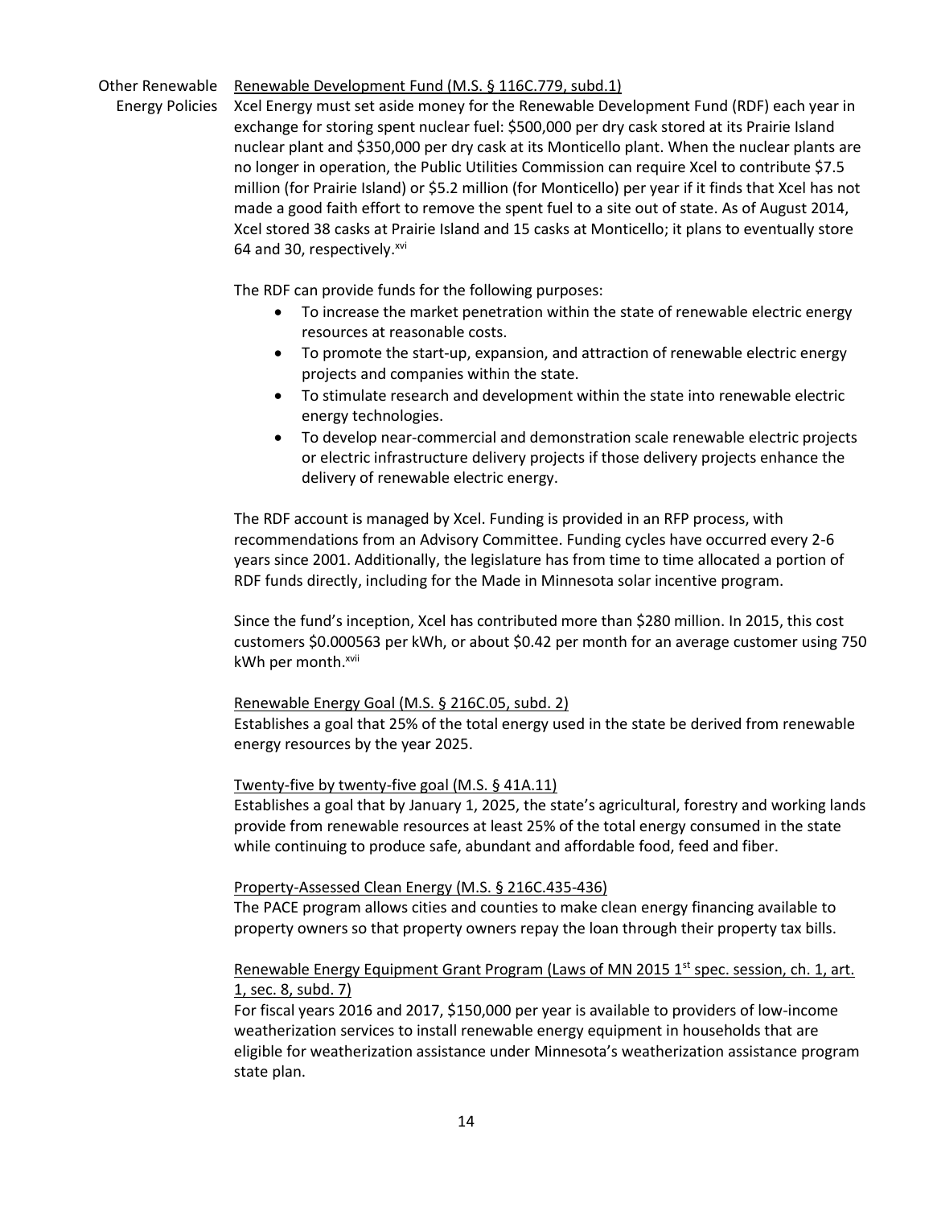## Other Renewable Energy Policies

Renewable Development Fund (M.S. § 116C.779, subd.1)

Xcel Energy must set aside money for the Renewable Development Fund (RDF) each year in exchange for storing spent nuclear fuel: $500,000 per dry cask stored at its Prairie Island nuclear plant and $350,000 per dry cask at its Monticello plant. When the nuclear plants are no longer in operation, the Public Utilities Commission can require Xcel to contribute $7.5 million (for Prairie Island) or $5.2 million (for Monticello) per year if it finds that Xcel has not made a good faith effort to remove the spent fuel to a site out of state. As of August 2014, Xcel stored 38 casks at Prairie Island and 15 casks at Monticello; it plans to eventually store 64 and 30, respectively.[xvi]

The RDF can provide funds for the following purposes:

- To increase the market penetration within the state of renewable electric energy resources at reasonable costs.
- To promote the start-up, expansion, and attraction of renewable electric energy projects and companies within the state.
- To stimulate research and development within the state into renewable electric energy technologies.
- To develop near-commercial and demonstration scale renewable electric projects or electric infrastructure delivery projects if those delivery projects enhance the delivery of renewable electric energy.

The RDF account is managed by Xcel. Funding is provided in an RFP process, with recommendations from an Advisory Committee. Funding cycles have occurred every 2-6 years since 2001. Additionally, the legislature has from time to time allocated a portion of RDF funds directly, including for the Made in Minnesota solar incentive program.

Since the fund's inception, Xcel has contributed more than $280 million. In 2015, this cost customers $0.000563 per kWh, or about $0.42 per month for an average customer using 750 kWh per month.[xvii]

Renewable Energy Goal (M.S. § 216C.05, subd. 2)

Establishes a goal that 25% of the total energy used in the state be derived from renewable energy resources by the year 2025.

Twenty-five by twenty-five goal (M.S. § 41A.11)

Establishes a goal that by January 1, 2025, the state's agricultural, forestry and working lands provide from renewable resources at least 25% of the total energy consumed in the state while continuing to produce safe, abundant and affordable food, feed and fiber.

Property-Assessed Clean Energy (M.S. § 216C.435-436)

The PACE program allows cities and counties to make clean energy financing available to property owners so that property owners repay the loan through their property tax bills.

Renewable Energy Equipment Grant Program (Laws of MN 2015 1st spec. session, ch. 1, art. 1, sec. 8, subd. 7)

For fiscal years 2016 and 2017, $150,000 per year is available to providers of low-income weatherization services to install renewable energy equipment in households that are eligible for weatherization assistance under Minnesota's weatherization assistance program state plan.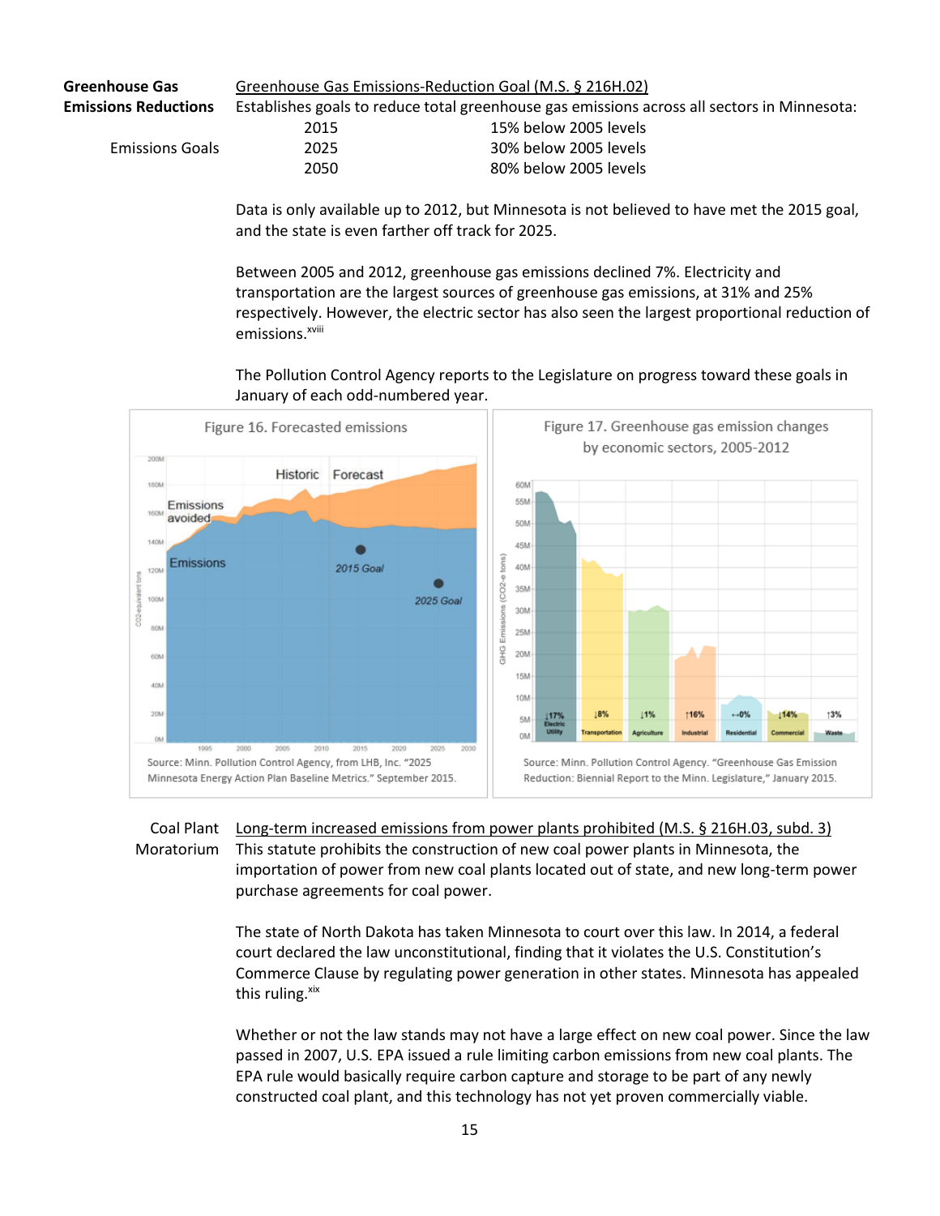**Greenhouse Gas Emissions Reductions**

<u>Greenhouse Gas Emissions-Reduction Goal (M.S. § 216H.02)</u>

Establishes goals to reduce total greenhouse gas emissions across all sectors in Minnesota:

**Emissions Goals**

| Year | Goal |
| --- | --- |
| 2015 | 15% below 2005 levels |
| 2025 | 30% below 2005 levels |
| 2050 | 80% below 2005 levels |

Data is only available up to 2012, but Minnesota is not believed to have met the 2015 goal, and the state is even farther off track for 2025.

Between 2005 and 2012, greenhouse gas emissions declined 7%. Electricity and transportation are the largest sources of greenhouse gas emissions, at 31% and 25% respectively. However, the electric sector has also seen the largest proportional reduction of emissions.[xviii]

The Pollution Control Agency reports to the Legislature on progress toward these goals in January of each odd-numbered year.

Figure 16. Forecasted emissions

Source: Minn. Pollution Control Agency, from LHB, Inc. "2025 Minnesota Energy Action Plan Baseline Metrics." September 2015.

Figure 17. Greenhouse gas emission changes by economic sectors, 2005-2012

Source: Minn. Pollution Control Agency. "Greenhouse Gas Emission Reduction: Biennial Report to the Minn. Legislature," January 2015.

**Coal Plant Moratorium**

<u>Long-term increased emissions from power plants prohibited (M.S. § 216H.03, subd. 3)</u>

This statute prohibits the construction of new coal power plants in Minnesota, the importation of power from new coal plants located out of state, and new long-term power purchase agreements for coal power.

The state of North Dakota has taken Minnesota to court over this law. In 2014, a federal court declared the law unconstitutional, finding that it violates the U.S. Constitution's Commerce Clause by regulating power generation in other states. Minnesota has appealed this ruling.[xix]

Whether or not the law stands may not have a large effect on new coal power. Since the law passed in 2007, U.S. EPA issued a rule limiting carbon emissions from new coal plants. The EPA rule would basically require carbon capture and storage to be part of any newly constructed coal plant, and this technology has not yet proven commercially viable.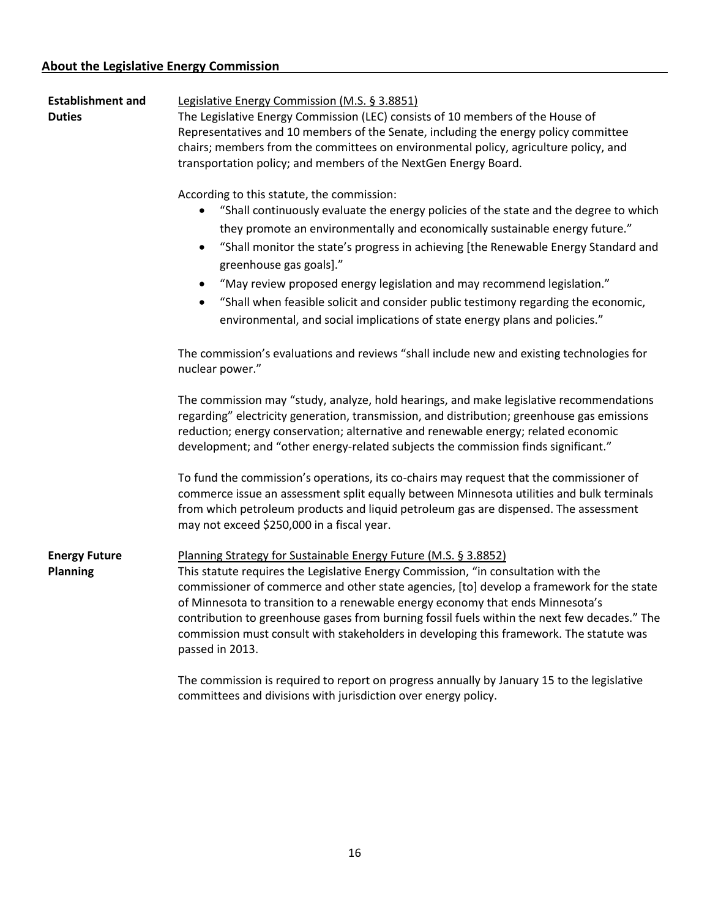## About the Legislative Energy Commission

### Establishment and Duties

Legislative Energy Commission (M.S. § 3.8851)

The Legislative Energy Commission (LEC) consists of 10 members of the House of Representatives and 10 members of the Senate, including the energy policy committee chairs; members from the committees on environmental policy, agriculture policy, and transportation policy; and members of the NextGen Energy Board.

According to this statute, the commission:

- "Shall continuously evaluate the energy policies of the state and the degree to which they promote an environmentally and economically sustainable energy future."
- "Shall monitor the state's progress in achieving [the Renewable Energy Standard and greenhouse gas goals]."
- "May review proposed energy legislation and may recommend legislation."
- "Shall when feasible solicit and consider public testimony regarding the economic, environmental, and social implications of state energy plans and policies."

The commission's evaluations and reviews "shall include new and existing technologies for nuclear power."

The commission may "study, analyze, hold hearings, and make legislative recommendations regarding" electricity generation, transmission, and distribution; greenhouse gas emissions reduction; energy conservation; alternative and renewable energy; related economic development; and "other energy-related subjects the commission finds significant."

To fund the commission's operations, its co-chairs may request that the commissioner of commerce issue an assessment split equally between Minnesota utilities and bulk terminals from which petroleum products and liquid petroleum gas are dispensed. The assessment may not exceed $250,000 in a fiscal year.

### Energy Future Planning

Planning Strategy for Sustainable Energy Future (M.S. § 3.8852)

This statute requires the Legislative Energy Commission, "in consultation with the commissioner of commerce and other state agencies, [to] develop a framework for the state of Minnesota to transition to a renewable energy economy that ends Minnesota's contribution to greenhouse gases from burning fossil fuels within the next few decades." The commission must consult with stakeholders in developing this framework. The statute was passed in 2013.

The commission is required to report on progress annually by January 15 to the legislative committees and divisions with jurisdiction over energy policy.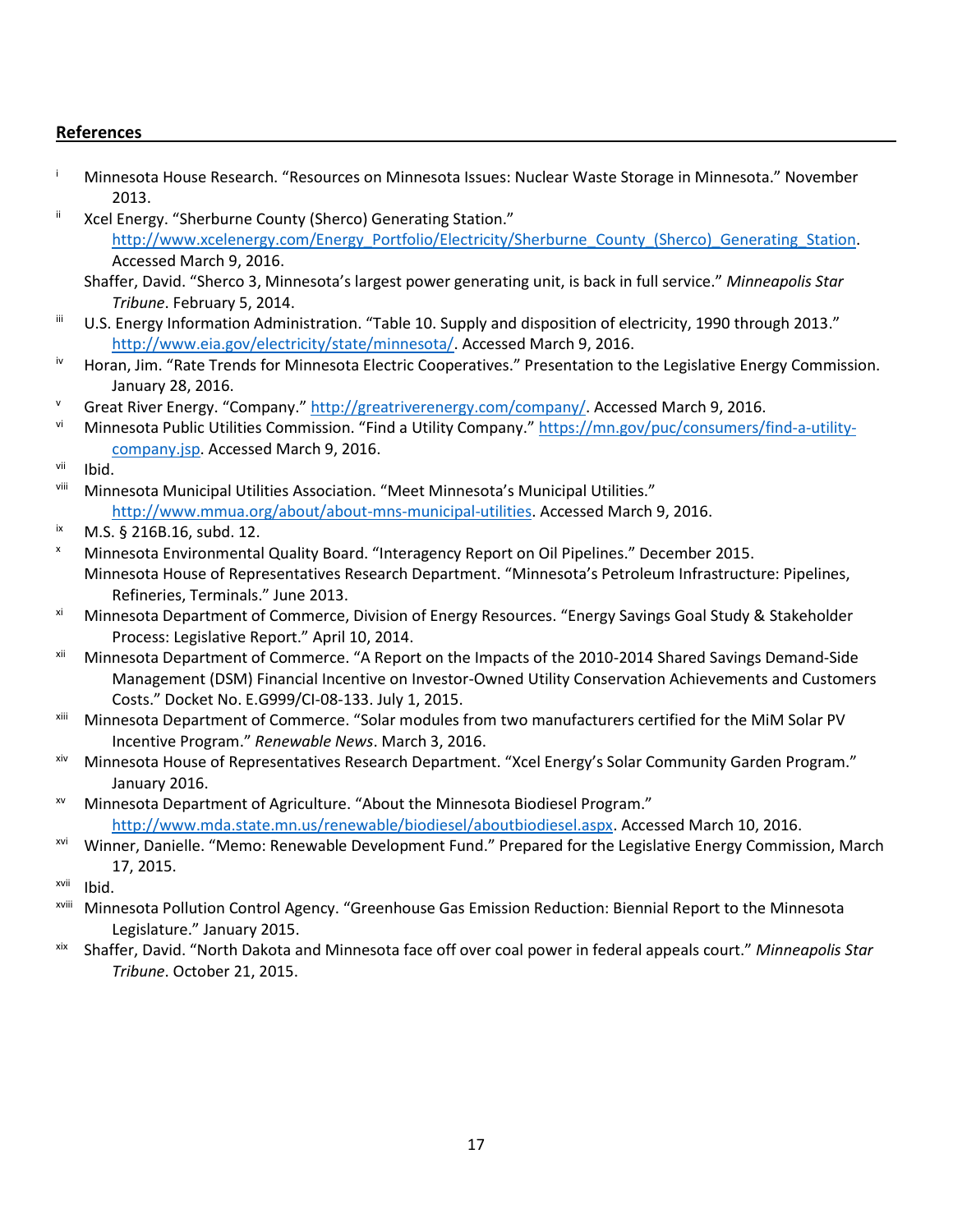## References

[i] Minnesota House Research. "Resources on Minnesota Issues: Nuclear Waste Storage in Minnesota." November 2013.

[ii] Xcel Energy. "Sherburne County (Sherco) Generating Station." http://www.xcelenergy.com/Energy_Portfolio/Electricity/Sherburne_County_(Sherco)_Generating_Station. Accessed March 9, 2016.
Shaffer, David. "Sherco 3, Minnesota's largest power generating unit, is back in full service." *Minneapolis Star Tribune*. February 5, 2014.

[iii] U.S. Energy Information Administration. "Table 10. Supply and disposition of electricity, 1990 through 2013." http://www.eia.gov/electricity/state/minnesota/. Accessed March 9, 2016.

[iv] Horan, Jim. "Rate Trends for Minnesota Electric Cooperatives." Presentation to the Legislative Energy Commission. January 28, 2016.

[v] Great River Energy. "Company." http://greatriverenergy.com/company/. Accessed March 9, 2016.

[vi] Minnesota Public Utilities Commission. "Find a Utility Company." https://mn.gov/puc/consumers/find-a-utility-company.jsp. Accessed March 9, 2016.

[vii] Ibid.

[viii] Minnesota Municipal Utilities Association. "Meet Minnesota's Municipal Utilities." http://www.mmua.org/about/about-mns-municipal-utilities. Accessed March 9, 2016.

[ix] M.S. § 216B.16, subd. 12.

[x] Minnesota Environmental Quality Board. "Interagency Report on Oil Pipelines." December 2015.
Minnesota House of Representatives Research Department. "Minnesota's Petroleum Infrastructure: Pipelines, Refineries, Terminals." June 2013.

[xi] Minnesota Department of Commerce, Division of Energy Resources. "Energy Savings Goal Study & Stakeholder Process: Legislative Report." April 10, 2014.

[xii] Minnesota Department of Commerce. "A Report on the Impacts of the 2010-2014 Shared Savings Demand-Side Management (DSM) Financial Incentive on Investor-Owned Utility Conservation Achievements and Customers Costs." Docket No. E.G999/CI-08-133. July 1, 2015.

[xiii] Minnesota Department of Commerce. "Solar modules from two manufacturers certified for the MiM Solar PV Incentive Program." *Renewable News*. March 3, 2016.

[xiv] Minnesota House of Representatives Research Department. "Xcel Energy's Solar Community Garden Program." January 2016.

[xv] Minnesota Department of Agriculture. "About the Minnesota Biodiesel Program." http://www.mda.state.mn.us/renewable/biodiesel/aboutbiodiesel.aspx. Accessed March 10, 2016.

[xvi] Winner, Danielle. "Memo: Renewable Development Fund." Prepared for the Legislative Energy Commission, March 17, 2015.

[xvii] Ibid.

[xviii] Minnesota Pollution Control Agency. "Greenhouse Gas Emission Reduction: Biennial Report to the Minnesota Legislature." January 2015.

[xix] Shaffer, David. "North Dakota and Minnesota face off over coal power in federal appeals court." *Minneapolis Star Tribune*. October 21, 2015.